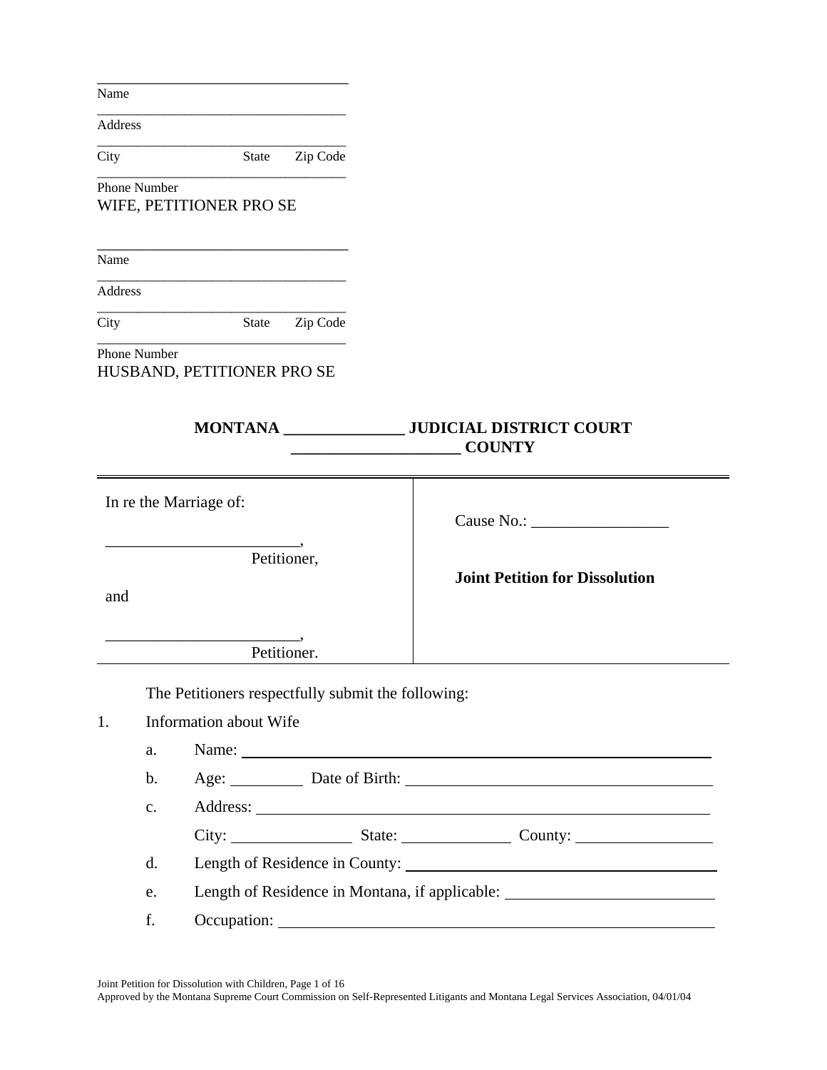\_\_\_\_\_\_\_\_\_\_\_\_\_\_\_\_\_\_\_\_\_\_\_\_\_\_\_\_\_\_\_\_\_\_
Name
\_\_\_\_\_\_\_\_\_\_\_\_\_\_\_\_\_\_\_\_\_\_\_\_\_\_\_\_\_\_\_\_\_\_
Address
\_\_\_\_\_\_\_\_\_\_\_\_\_\_\_\_\_\_\_\_\_\_\_\_\_\_\_\_\_\_\_\_\_\_
City State Zip Code
\_\_\_\_\_\_\_\_\_\_\_\_\_\_\_\_\_\_\_\_\_\_\_\_\_\_\_\_\_\_\_\_\_\_
Phone Number
WIFE, PETITIONER PRO SE

\_\_\_\_\_\_\_\_\_\_\_\_\_\_\_\_\_\_\_\_\_\_\_\_\_\_\_\_\_\_\_\_\_\_
Name
\_\_\_\_\_\_\_\_\_\_\_\_\_\_\_\_\_\_\_\_\_\_\_\_\_\_\_\_\_\_\_\_\_\_
Address
\_\_\_\_\_\_\_\_\_\_\_\_\_\_\_\_\_\_\_\_\_\_\_\_\_\_\_\_\_\_\_\_\_\_
City State Zip Code
\_\_\_\_\_\_\_\_\_\_\_\_\_\_\_\_\_\_\_\_\_\_\_\_\_\_\_\_\_\_\_\_\_\_
Phone Number
HUSBAND, PETITIONER PRO SE

**MONTANA \_\_\_\_\_\_\_\_\_\_\_\_\_\_\_ JUDICIAL DISTRICT COURT**
**\_\_\_\_\_\_\_\_\_\_\_\_\_\_\_\_\_\_\_\_ COUNTY**

| | |
|---|---|
| In re the Marriage of:<br><br>\_\_\_\_\_\_\_\_\_\_\_\_\_\_\_\_\_\_\_\_\_\_\_\_,<br>Petitioner,<br><br>and<br><br>\_\_\_\_\_\_\_\_\_\_\_\_\_\_\_\_\_\_\_\_\_\_\_\_,<br>Petitioner. | Cause No.: \_\_\_\_\_\_\_\_\_\_\_\_\_\_\_\_\_<br><br>**Joint Petition for Dissolution** |

The Petitioners respectfully submit the following:

1. Information about Wife

   a. Name: \_\_\_\_\_\_\_\_\_\_\_\_\_\_\_\_\_\_\_\_\_\_\_\_\_\_\_\_\_\_\_\_\_\_\_\_\_\_\_\_

   b. Age: \_\_\_\_\_\_\_\_ Date of Birth: \_\_\_\_\_\_\_\_\_\_\_\_\_\_\_\_\_\_\_\_\_\_\_\_\_\_\_\_

   c. Address: \_\_\_\_\_\_\_\_\_\_\_\_\_\_\_\_\_\_\_\_\_\_\_\_\_\_\_\_\_\_\_\_\_\_\_\_\_\_

      City: \_\_\_\_\_\_\_\_\_\_\_\_\_\_ State: \_\_\_\_\_\_\_\_\_\_\_\_ County: \_\_\_\_\_\_\_\_\_\_\_\_\_\_\_

   d. Length of Residence in County: \_\_\_\_\_\_\_\_\_\_\_\_\_\_\_\_\_\_\_\_\_\_\_\_\_\_\_\_

   e. Length of Residence in Montana, if applicable: \_\_\_\_\_\_\_\_\_\_\_\_\_\_\_\_\_\_\_\_

   f. Occupation: \_\_\_\_\_\_\_\_\_\_\_\_\_\_\_\_\_\_\_\_\_\_\_\_\_\_\_\_\_\_\_\_\_\_\_\_\_\_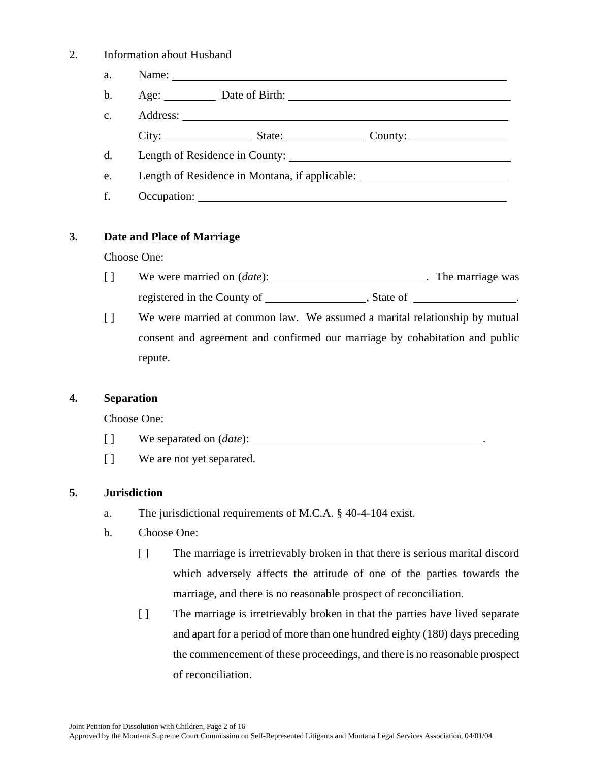2. Information about Husband

   a. Name: ____________________________________________

   b. Age: __________ Date of Birth: ______________________________

   c. Address: ________________________________________________

      City: ______________ State: ____________ County: ______________

   d. Length of Residence in County: ______________________________

   e. Length of Residence in Montana, if applicable: ____________________

   f. Occupation: ____________________________________________

**3. Date and Place of Marriage**

Choose One:

[ ] We were married on (*date*): ________________________. The marriage was registered in the County of _______________, State of _______________.

[ ] We were married at common law. We assumed a marital relationship by mutual consent and agreement and confirmed our marriage by cohabitation and public repute.

**4. Separation**

Choose One:

[ ] We separated on (*date*): ____________________________________.

[ ] We are not yet separated.

**5. Jurisdiction**

a. The jurisdictional requirements of M.C.A. § 40-4-104 exist.

b. Choose One:

   [ ] The marriage is irretrievably broken in that there is serious marital discord which adversely affects the attitude of one of the parties towards the marriage, and there is no reasonable prospect of reconciliation.

   [ ] The marriage is irretrievably broken in that the parties have lived separate and apart for a period of more than one hundred eighty (180) days preceding the commencement of these proceedings, and there is no reasonable prospect of reconciliation.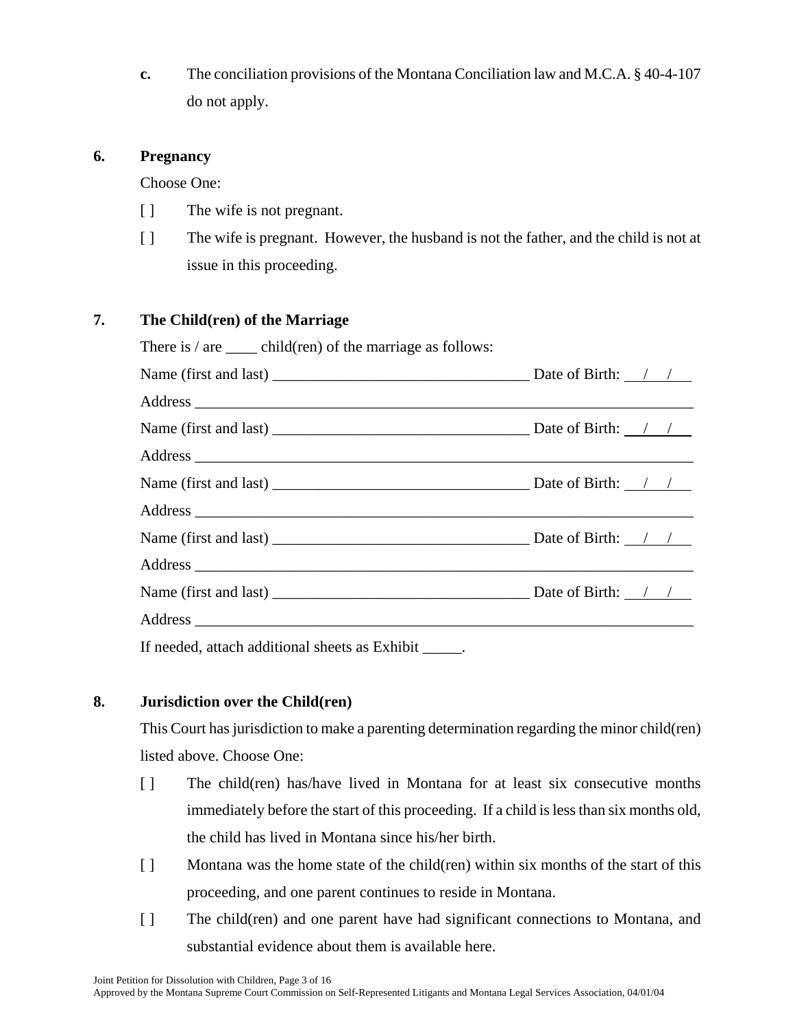**c.** The conciliation provisions of the Montana Conciliation law and M.C.A. § 40-4-107 do not apply.

**6. Pregnancy**

Choose One:

[ ] The wife is not pregnant.

[ ] The wife is pregnant. However, the husband is not the father, and the child is not at issue in this proceeding.

**7. The Child(ren) of the Marriage**

There is / are ____ child(ren) of the marriage as follows:

Name (first and last) ________________________________ Date of Birth: __/__/__

Address ____________________________________________________________

Name (first and last) ________________________________ Date of Birth: __/__/__

Address ____________________________________________________________

Name (first and last) ________________________________ Date of Birth: __/__/__

Address ____________________________________________________________

Name (first and last) ________________________________ Date of Birth: __/__/__

Address ____________________________________________________________

Name (first and last) ________________________________ Date of Birth: __/__/__

Address ____________________________________________________________

If needed, attach additional sheets as Exhibit _____.

**8. Jurisdiction over the Child(ren)**

This Court has jurisdiction to make a parenting determination regarding the minor child(ren) listed above. Choose One:

[ ] The child(ren) has/have lived in Montana for at least six consecutive months immediately before the start of this proceeding. If a child is less than six months old, the child has lived in Montana since his/her birth.

[ ] Montana was the home state of the child(ren) within six months of the start of this proceeding, and one parent continues to reside in Montana.

[ ] The child(ren) and one parent have had significant connections to Montana, and substantial evidence about them is available here.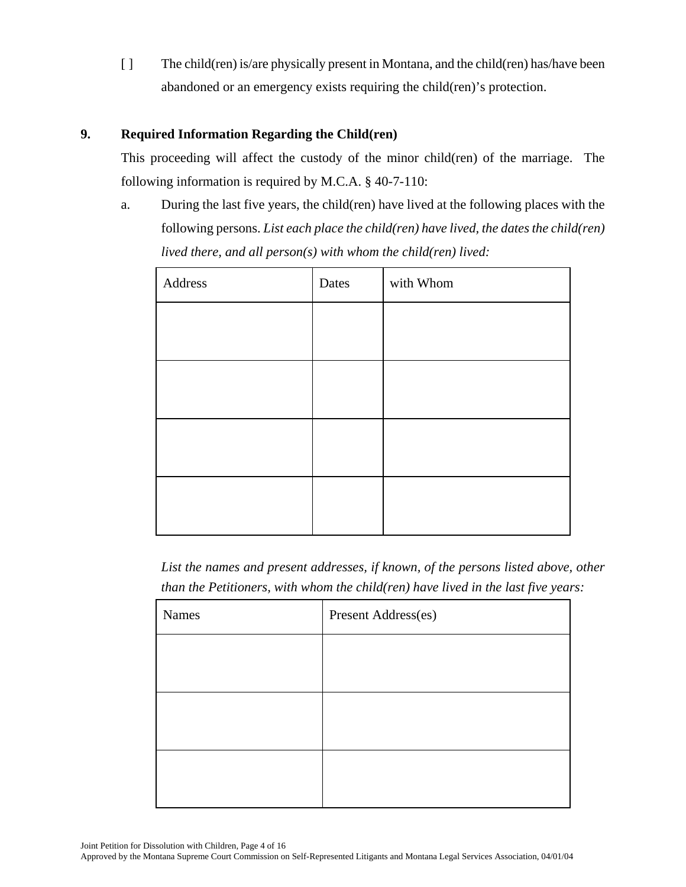[ ] The child(ren) is/are physically present in Montana, and the child(ren) has/have been abandoned or an emergency exists requiring the child(ren)'s protection.

**9. Required Information Regarding the Child(ren)**

This proceeding will affect the custody of the minor child(ren) of the marriage. The following information is required by M.C.A. § 40-7-110:

a. During the last five years, the child(ren) have lived at the following places with the following persons. *List each place the child(ren) have lived, the dates the child(ren) lived there, and all person(s) with whom the child(ren) lived:*

| Address | Dates | with Whom |
|---|---|---|
| | | |
| | | |
| | | |
| | | |

*List the names and present addresses, if known, of the persons listed above, other than the Petitioners, with whom the child(ren) have lived in the last five years:*

| Names | Present Address(es) |
|---|---|
| | |
| | |
| | |

Approved by the Montana Supreme Court Commission on Self-Represented Litigants and Montana Legal Services Association, 04/01/04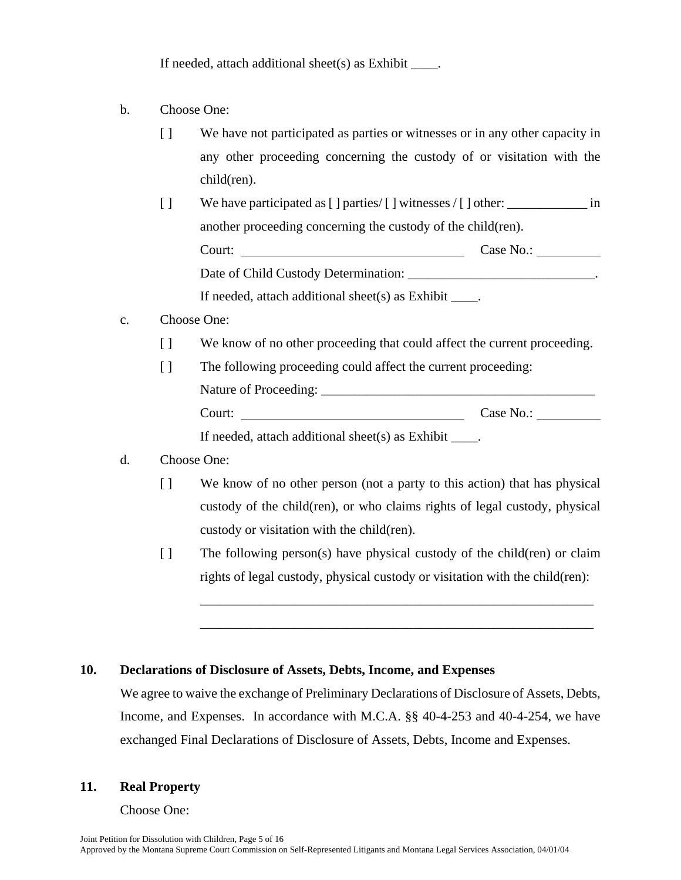If needed, attach additional sheet(s) as Exhibit ____.

b. Choose One:

[ ] We have not participated as parties or witnesses or in any other capacity in any other proceeding concerning the custody of or visitation with the child(ren).

[ ] We have participated as [ ] parties/ [ ] witnesses / [ ] other: ____________ in another proceeding concerning the custody of the child(ren).

Court: __________________________________ Case No.: __________

Date of Child Custody Determination: ____________________________.

If needed, attach additional sheet(s) as Exhibit ____.

c. Choose One:

[ ] We know of no other proceeding that could affect the current proceeding.

[ ] The following proceeding could affect the current proceeding:

Nature of Proceeding: __________________________________________

Court: __________________________________ Case No.: __________

If needed, attach additional sheet(s) as Exhibit ____.

d. Choose One:

[ ] We know of no other person (not a party to this action) that has physical custody of the child(ren), or who claims rights of legal custody, physical custody or visitation with the child(ren).

[ ] The following person(s) have physical custody of the child(ren) or claim rights of legal custody, physical custody or visitation with the child(ren):

_____________________________________________________________

_____________________________________________________________

**10. Declarations of Disclosure of Assets, Debts, Income, and Expenses**

We agree to waive the exchange of Preliminary Declarations of Disclosure of Assets, Debts, Income, and Expenses. In accordance with M.C.A. §§ 40-4-253 and 40-4-254, we have exchanged Final Declarations of Disclosure of Assets, Debts, Income and Expenses.

**11. Real Property**

Choose One: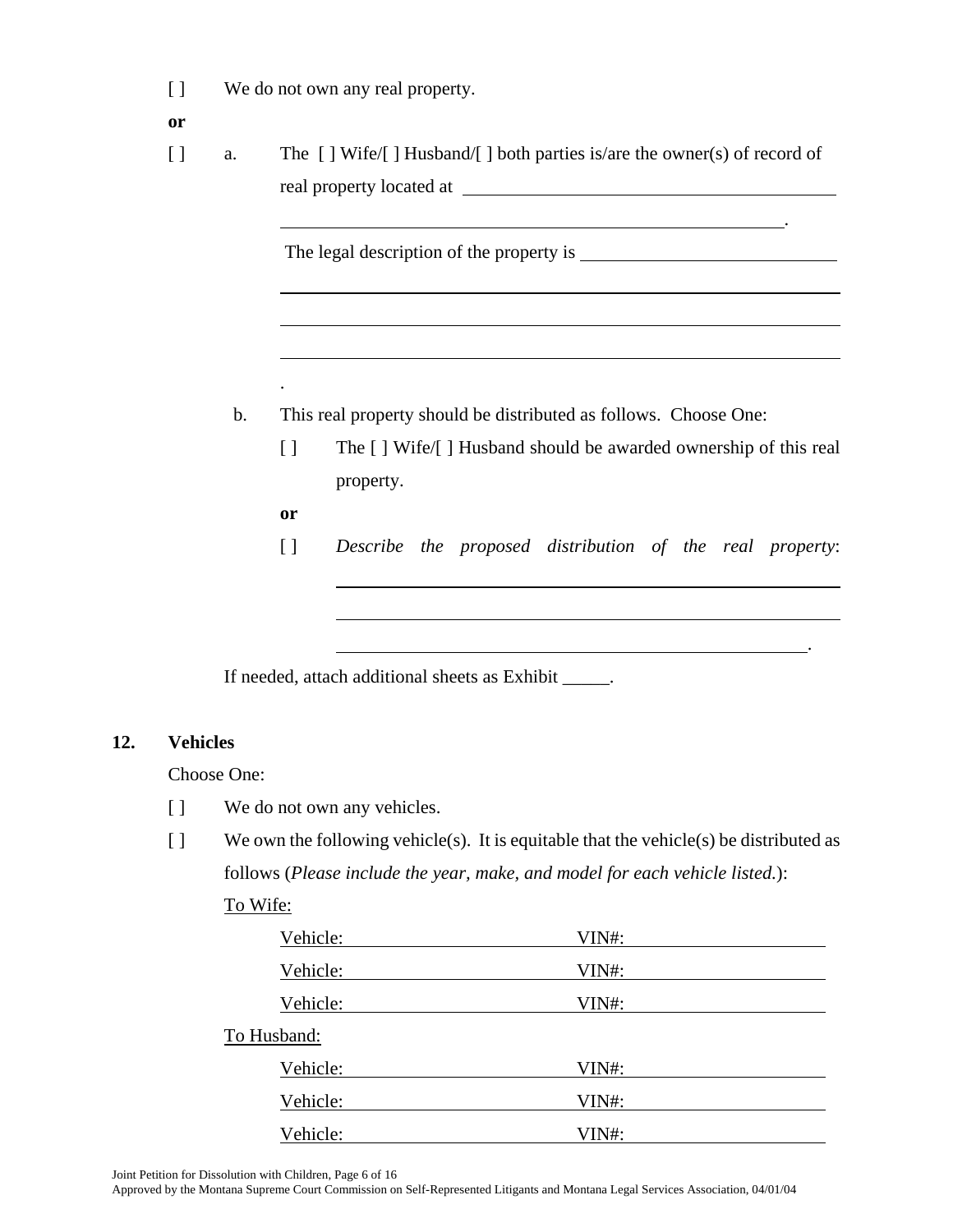[ ] We do not own any real property.

**or**

[ ] a. The [ ] Wife/[ ] Husband/[ ] both parties is/are the owner(s) of record of real property located at ______________________________________________

______________________________________________________________.

The legal description of the property is ______________________________

______________________________________________________________

______________________________________________________________

______________________________________________________________

.

b. This real property should be distributed as follows. Choose One:

[ ] The [ ] Wife/[ ] Husband should be awarded ownership of this real property.

**or**

[ ] *Describe the proposed distribution of the real property*:

______________________________________________________________

______________________________________________________________

______________________________________________________________.

If needed, attach additional sheets as Exhibit _____.

## 12. Vehicles

Choose One:

[ ] We do not own any vehicles.

[ ] We own the following vehicle(s). It is equitable that the vehicle(s) be distributed as follows (*Please include the year, make, and model for each vehicle listed.*):

To Wife:

Vehicle: ______________________ VIN#: ______________________

Vehicle: ______________________ VIN#: ______________________

Vehicle: ______________________ VIN#: ______________________

To Husband:

Vehicle: ______________________ VIN#: ______________________

Vehicle: ______________________ VIN#: ______________________

Vehicle: ______________________ VIN#: ______________________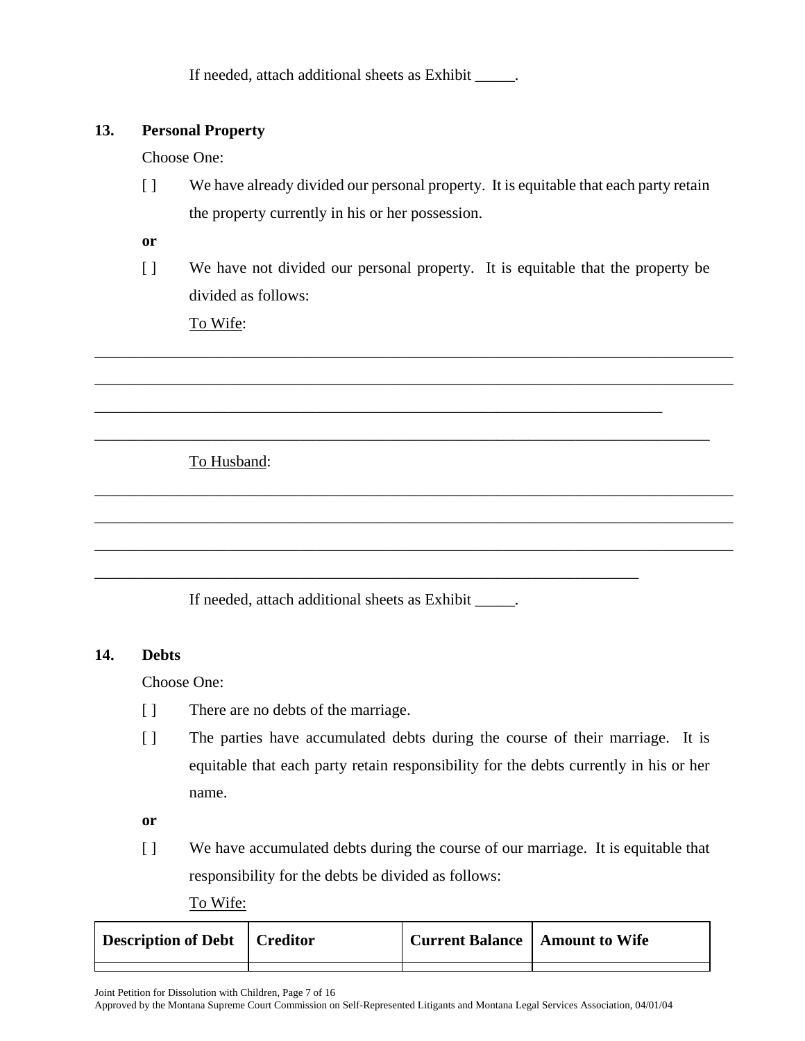If needed, attach additional sheets as Exhibit _____.

**13. Personal Property**

Choose One:

[ ] We have already divided our personal property. It is equitable that each party retain the property currently in his or her possession.

**or**

[ ] We have not divided our personal property. It is equitable that the property be divided as follows:

<u>To Wife</u>:

_______________________________________________________________________________

_______________________________________________________________________________

_______________________________________________________________________

_____________________________________________________________________________

<u>To Husband</u>:

_______________________________________________________________________________

_______________________________________________________________________________

_______________________________________________________________________________

____________________________________________________________________

If needed, attach additional sheets as Exhibit _____.

**14. Debts**

Choose One:

[ ] There are no debts of the marriage.

[ ] The parties have accumulated debts during the course of their marriage. It is equitable that each party retain responsibility for the debts currently in his or her name.

**or**

[ ] We have accumulated debts during the course of our marriage. It is equitable that responsibility for the debts be divided as follows:

<u>To Wife:</u>

| Description of Debt | Creditor | Current Balance | Amount to Wife |
|---|---|---|---|
| | | | |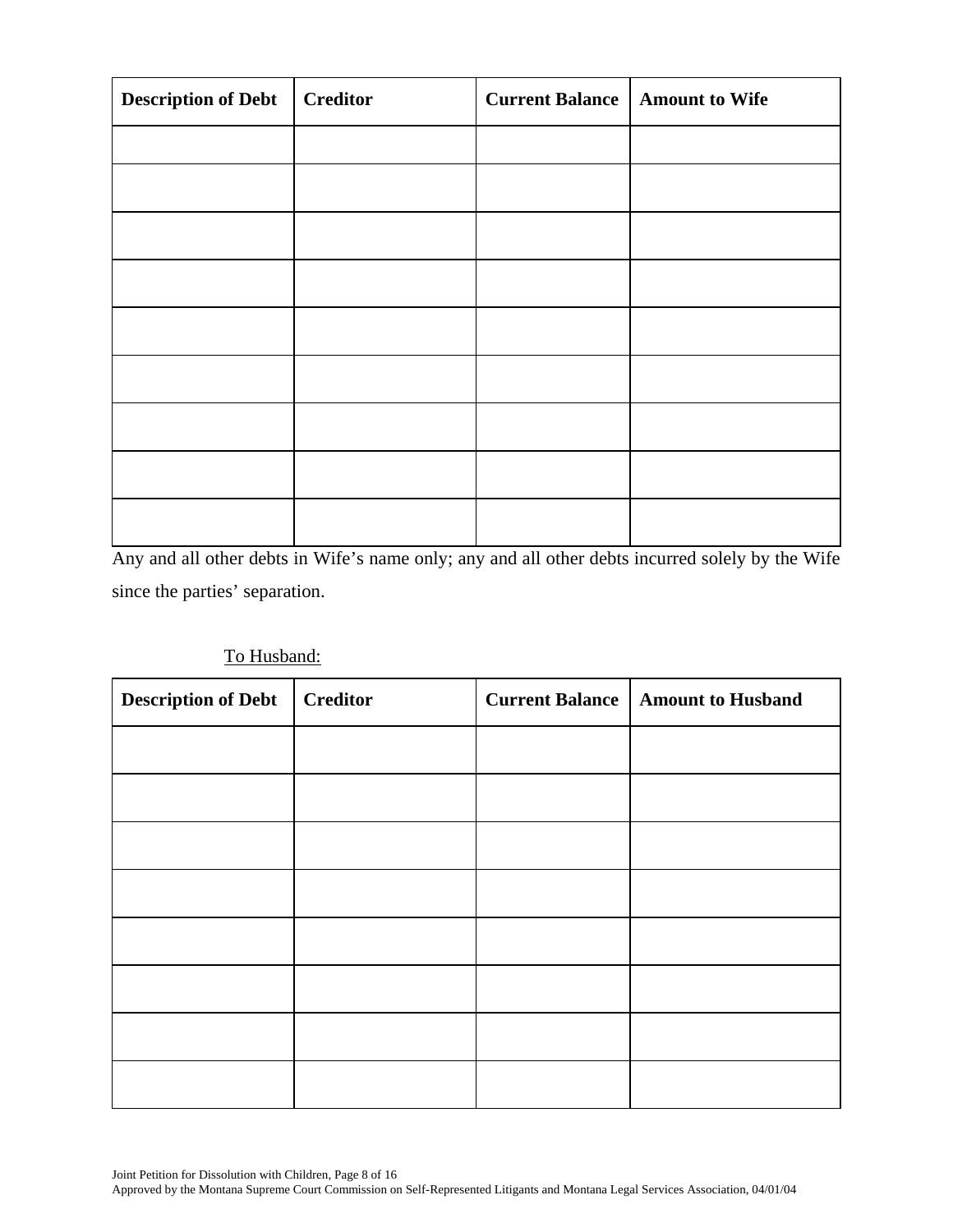| Description of Debt | Creditor | Current Balance | Amount to Wife |
|---|---|---|---|
| | | | |
| | | | |
| | | | |
| | | | |
| | | | |
| | | | |
| | | | |
| | | | |
| | | | |

Any and all other debts in Wife's name only; any and all other debts incurred solely by the Wife since the parties' separation.

To Husband:

| Description of Debt | Creditor | Current Balance | Amount to Husband |
|---|---|---|---|
| | | | |
| | | | |
| | | | |
| | | | |
| | | | |
| | | | |
| | | | |
| | | | |

Joint Petition for Dissolution with Children

Approved by the Montana Supreme Court Commission on Self-Represented Litigants and Montana Legal Services Association, 04/01/04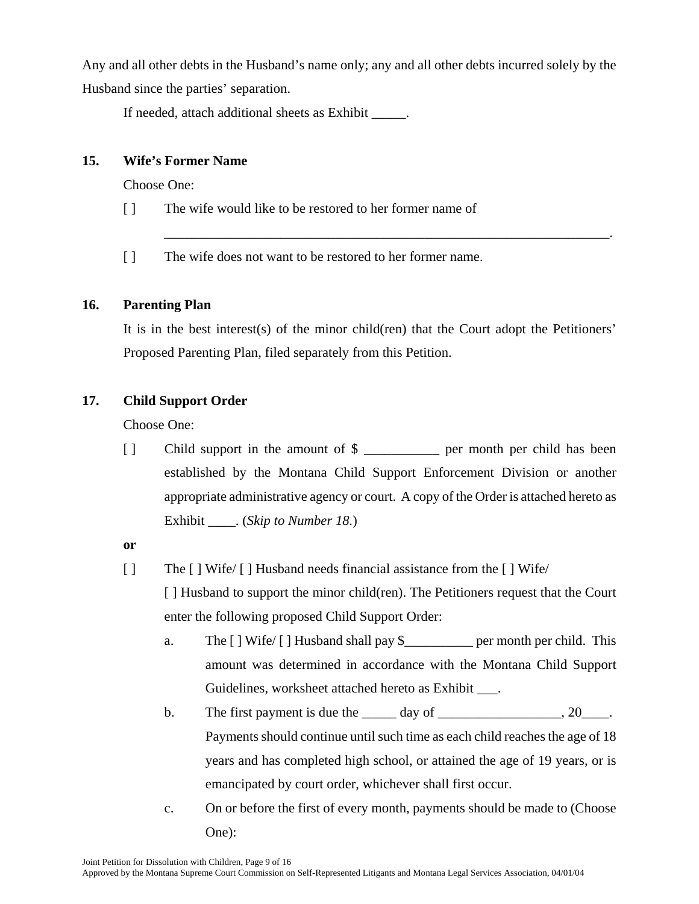Any and all other debts in the Husband's name only; any and all other debts incurred solely by the Husband since the parties' separation.

If needed, attach additional sheets as Exhibit _____.

**15. Wife's Former Name**

Choose One:

[ ] The wife would like to be restored to her former name of
_____________________________________________________________________.

[ ] The wife does not want to be restored to her former name.

**16. Parenting Plan**

It is in the best interest(s) of the minor child(ren) that the Court adopt the Petitioners' Proposed Parenting Plan, filed separately from this Petition.

**17. Child Support Order**

Choose One:

[ ] Child support in the amount of $ ___________ per month per child has been established by the Montana Child Support Enforcement Division or another appropriate administrative agency or court. A copy of the Order is attached hereto as Exhibit ____. (*Skip to Number 18.*)

**or**

[ ] The [ ] Wife/ [ ] Husband needs financial assistance from the [ ] Wife/ [ ] Husband to support the minor child(ren). The Petitioners request that the Court enter the following proposed Child Support Order:

a. The [ ] Wife/ [ ] Husband shall pay $__________ per month per child. This amount was determined in accordance with the Montana Child Support Guidelines, worksheet attached hereto as Exhibit ___.

b. The first payment is due the _____ day of __________________, 20____. Payments should continue until such time as each child reaches the age of 18 years and has completed high school, or attained the age of 19 years, or is emancipated by court order, whichever shall first occur.

c. On or before the first of every month, payments should be made to (Choose One):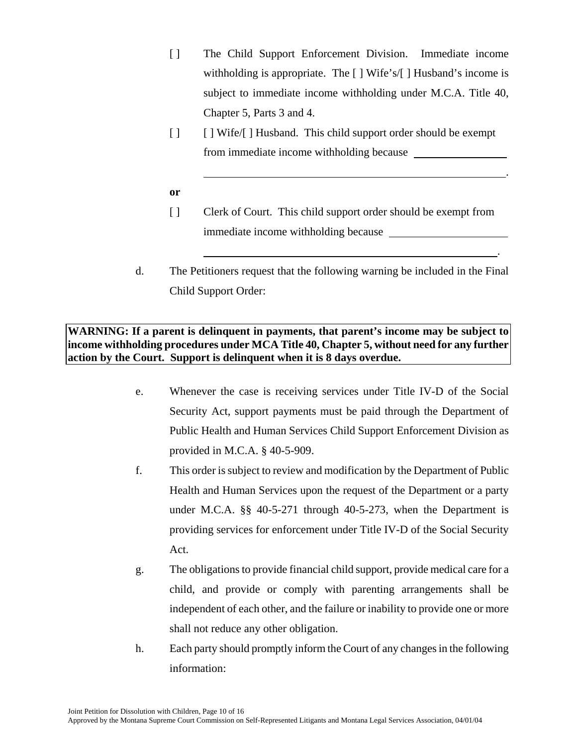[ ] The Child Support Enforcement Division. Immediate income withholding is appropriate. The [ ] Wife's/[ ] Husband's income is subject to immediate income withholding under M.C.A. Title 40, Chapter 5, Parts 3 and 4.

[ ] [ ] Wife/[ ] Husband. This child support order should be exempt from immediate income withholding because ____________________ ____________________________________________________________.

**or**

[ ] Clerk of Court. This child support order should be exempt from immediate income withholding because ____________________ ____________________________________________________________.

d. The Petitioners request that the following warning be included in the Final Child Support Order:

**WARNING: If a parent is delinquent in payments, that parent's income may be subject to income withholding procedures under MCA Title 40, Chapter 5, without need for any further action by the Court. Support is delinquent when it is 8 days overdue.**

e. Whenever the case is receiving services under Title IV-D of the Social Security Act, support payments must be paid through the Department of Public Health and Human Services Child Support Enforcement Division as provided in M.C.A. § 40-5-909.

f. This order is subject to review and modification by the Department of Public Health and Human Services upon the request of the Department or a party under M.C.A. §§ 40-5-271 through 40-5-273, when the Department is providing services for enforcement under Title IV-D of the Social Security Act.

g. The obligations to provide financial child support, provide medical care for a child, and provide or comply with parenting arrangements shall be independent of each other, and the failure or inability to provide one or more shall not reduce any other obligation.

h. Each party should promptly inform the Court of any changes in the following information: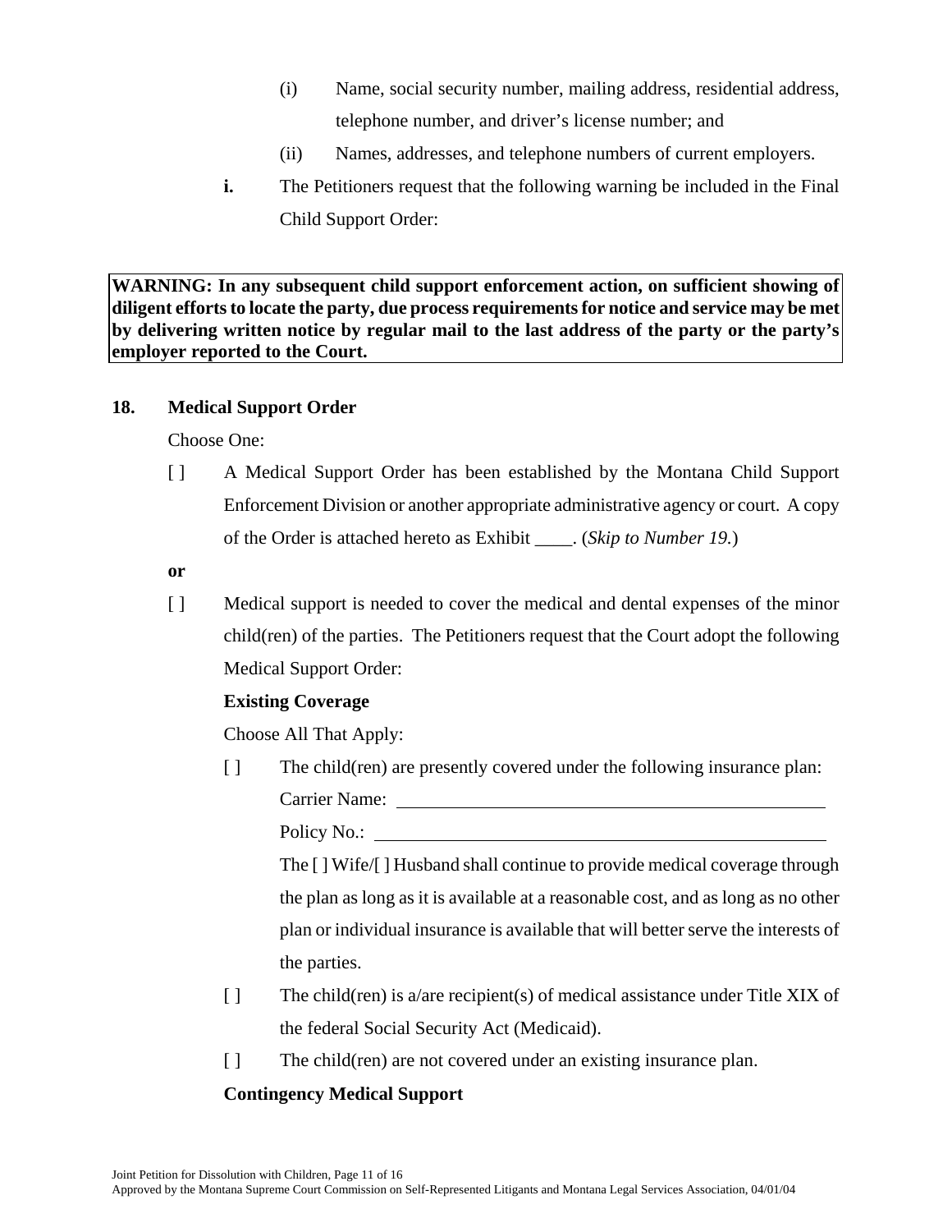(i) Name, social security number, mailing address, residential address, telephone number, and driver's license number; and

(ii) Names, addresses, and telephone numbers of current employers.

**i.** The Petitioners request that the following warning be included in the Final Child Support Order:

**WARNING: In any subsequent child support enforcement action, on sufficient showing of diligent efforts to locate the party, due process requirements for notice and service may be met by delivering written notice by regular mail to the last address of the party or the party's employer reported to the Court.**

**18. Medical Support Order**

Choose One:

[ ] A Medical Support Order has been established by the Montana Child Support Enforcement Division or another appropriate administrative agency or court. A copy of the Order is attached hereto as Exhibit ____. (*Skip to Number 19.*)

**or**

[ ] Medical support is needed to cover the medical and dental expenses of the minor child(ren) of the parties. The Petitioners request that the Court adopt the following Medical Support Order:

**Existing Coverage**

Choose All That Apply:

[ ] The child(ren) are presently covered under the following insurance plan:

Carrier Name: ______________________________________________

Policy No.: ________________________________________________

The [ ] Wife/[ ] Husband shall continue to provide medical coverage through the plan as long as it is available at a reasonable cost, and as long as no other plan or individual insurance is available that will better serve the interests of the parties.

[ ] The child(ren) is a/are recipient(s) of medical assistance under Title XIX of the federal Social Security Act (Medicaid).

[ ] The child(ren) are not covered under an existing insurance plan.

**Contingency Medical Support**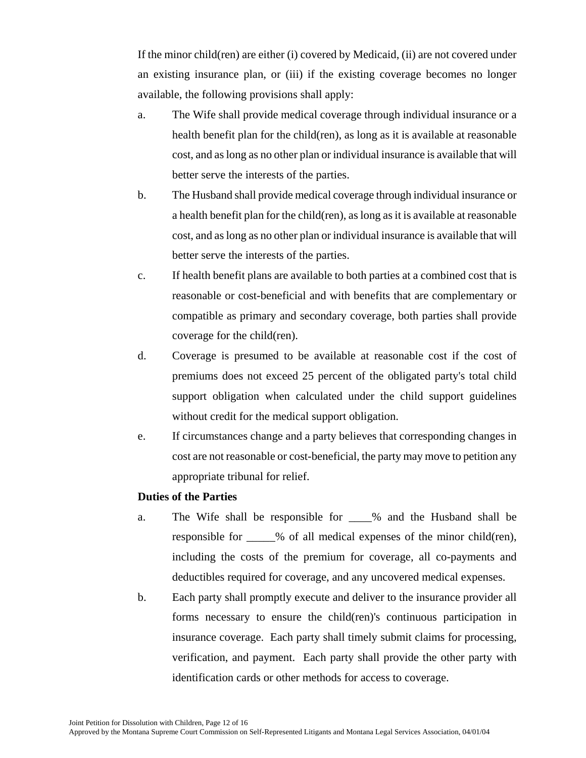If the minor child(ren) are either (i) covered by Medicaid, (ii) are not covered under an existing insurance plan, or (iii) if the existing coverage becomes no longer available, the following provisions shall apply:

a. The Wife shall provide medical coverage through individual insurance or a health benefit plan for the child(ren), as long as it is available at reasonable cost, and as long as no other plan or individual insurance is available that will better serve the interests of the parties.

b. The Husband shall provide medical coverage through individual insurance or a health benefit plan for the child(ren), as long as it is available at reasonable cost, and as long as no other plan or individual insurance is available that will better serve the interests of the parties.

c. If health benefit plans are available to both parties at a combined cost that is reasonable or cost-beneficial and with benefits that are complementary or compatible as primary and secondary coverage, both parties shall provide coverage for the child(ren).

d. Coverage is presumed to be available at reasonable cost if the cost of premiums does not exceed 25 percent of the obligated party's total child support obligation when calculated under the child support guidelines without credit for the medical support obligation.

e. If circumstances change and a party believes that corresponding changes in cost are not reasonable or cost-beneficial, the party may move to petition any appropriate tribunal for relief.

**Duties of the Parties**

a. The Wife shall be responsible for ____% and the Husband shall be responsible for _____% of all medical expenses of the minor child(ren), including the costs of the premium for coverage, all co-payments and deductibles required for coverage, and any uncovered medical expenses.

b. Each party shall promptly execute and deliver to the insurance provider all forms necessary to ensure the child(ren)'s continuous participation in insurance coverage. Each party shall timely submit claims for processing, verification, and payment. Each party shall provide the other party with identification cards or other methods for access to coverage.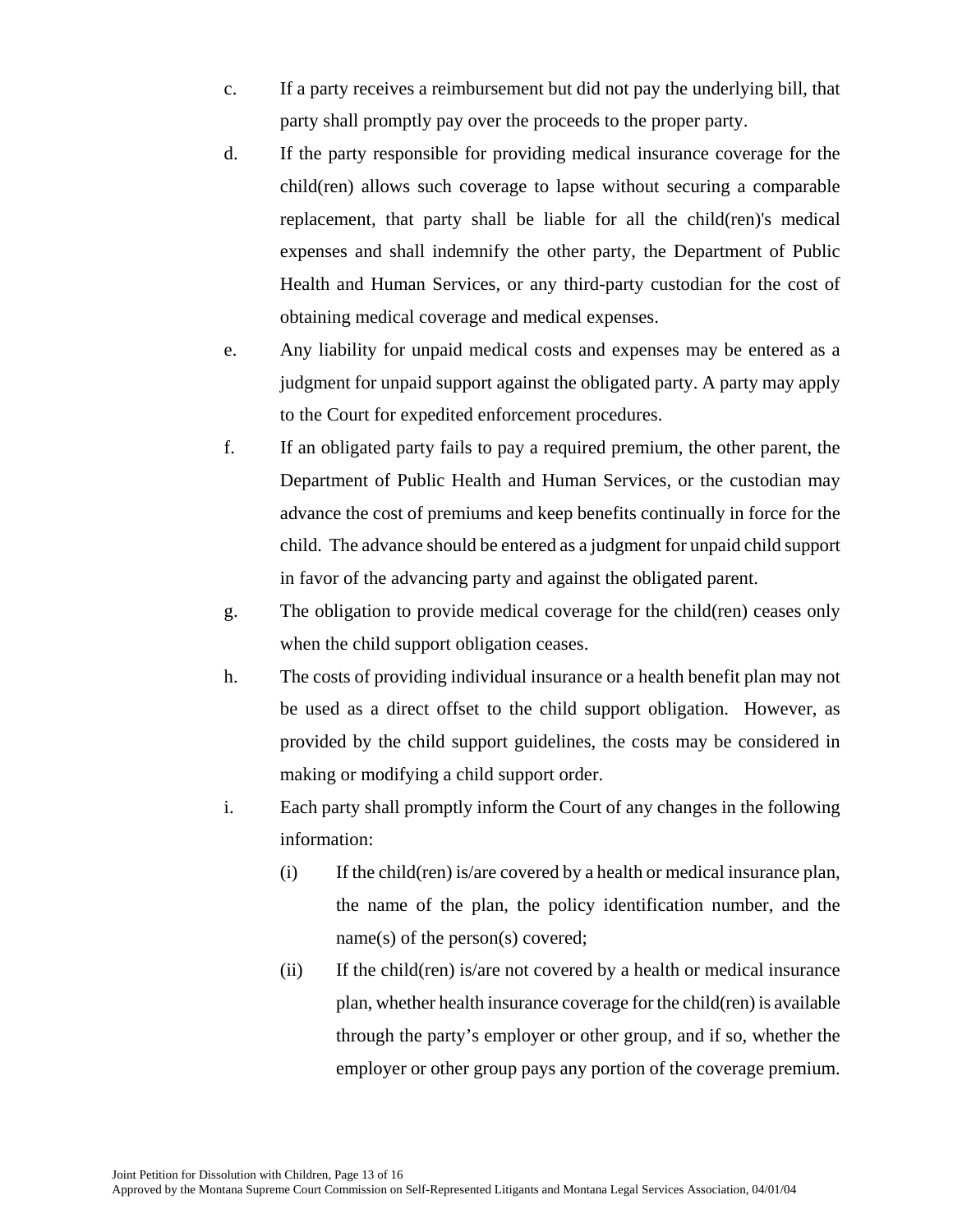c. If a party receives a reimbursement but did not pay the underlying bill, that party shall promptly pay over the proceeds to the proper party.

d. If the party responsible for providing medical insurance coverage for the child(ren) allows such coverage to lapse without securing a comparable replacement, that party shall be liable for all the child(ren)'s medical expenses and shall indemnify the other party, the Department of Public Health and Human Services, or any third-party custodian for the cost of obtaining medical coverage and medical expenses.

e. Any liability for unpaid medical costs and expenses may be entered as a judgment for unpaid support against the obligated party. A party may apply to the Court for expedited enforcement procedures.

f. If an obligated party fails to pay a required premium, the other parent, the Department of Public Health and Human Services, or the custodian may advance the cost of premiums and keep benefits continually in force for the child. The advance should be entered as a judgment for unpaid child support in favor of the advancing party and against the obligated parent.

g. The obligation to provide medical coverage for the child(ren) ceases only when the child support obligation ceases.

h. The costs of providing individual insurance or a health benefit plan may not be used as a direct offset to the child support obligation. However, as provided by the child support guidelines, the costs may be considered in making or modifying a child support order.

i. Each party shall promptly inform the Court of any changes in the following information:

   (i) If the child(ren) is/are covered by a health or medical insurance plan, the name of the plan, the policy identification number, and the name(s) of the person(s) covered;

   (ii) If the child(ren) is/are not covered by a health or medical insurance plan, whether health insurance coverage for the child(ren) is available through the party's employer or other group, and if so, whether the employer or other group pays any portion of the coverage premium.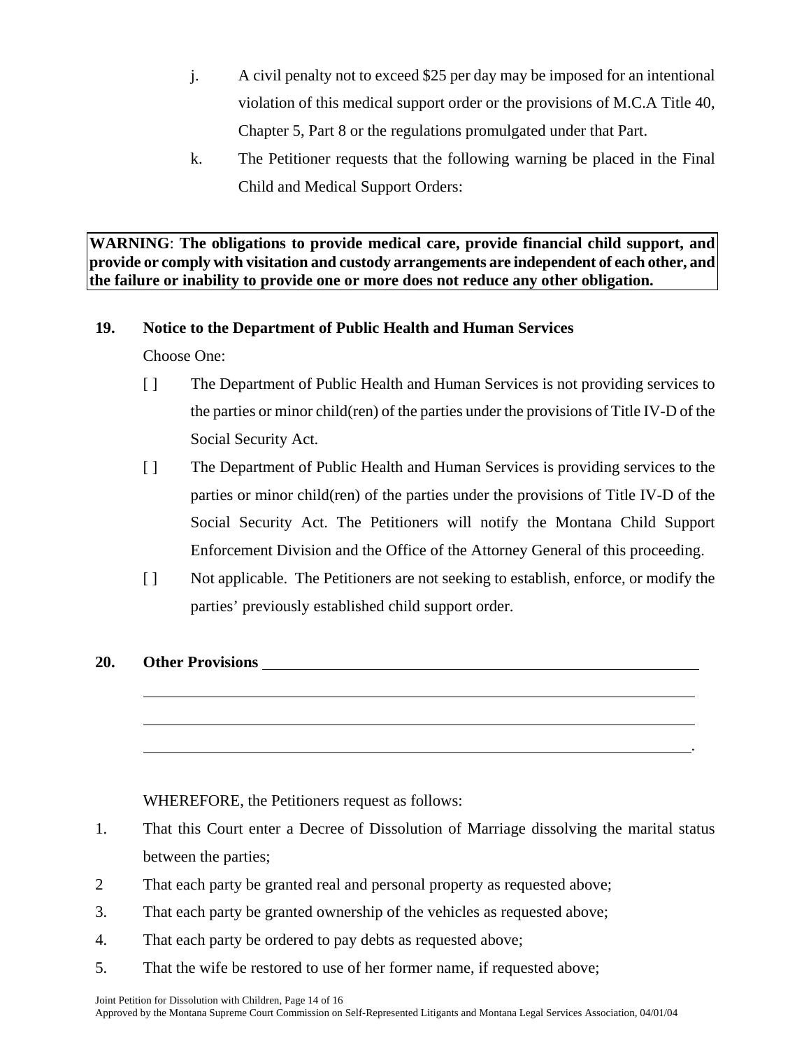j. A civil penalty not to exceed $25 per day may be imposed for an intentional violation of this medical support order or the provisions of M.C.A Title 40, Chapter 5, Part 8 or the regulations promulgated under that Part.

k. The Petitioner requests that the following warning be placed in the Final Child and Medical Support Orders:

**WARNING**: **The obligations to provide medical care, provide financial child support, and provide or comply with visitation and custody arrangements are independent of each other, and the failure or inability to provide one or more does not reduce any other obligation.**

**19. Notice to the Department of Public Health and Human Services**

Choose One:

[ ] The Department of Public Health and Human Services is not providing services to the parties or minor child(ren) of the parties under the provisions of Title IV-D of the Social Security Act.

[ ] The Department of Public Health and Human Services is providing services to the parties or minor child(ren) of the parties under the provisions of Title IV-D of the Social Security Act. The Petitioners will notify the Montana Child Support Enforcement Division and the Office of the Attorney General of this proceeding.

[ ] Not applicable. The Petitioners are not seeking to establish, enforce, or modify the parties' previously established child support order.

**20. Other Provisions** ____________________________________________________________

________________________________________________________________________

________________________________________________________________________

________________________________________________________________________.

WHEREFORE, the Petitioners request as follows:

1. That this Court enter a Decree of Dissolution of Marriage dissolving the marital status between the parties;
2 That each party be granted real and personal property as requested above;
3. That each party be granted ownership of the vehicles as requested above;
4. That each party be ordered to pay debts as requested above;
5. That the wife be restored to use of her former name, if requested above;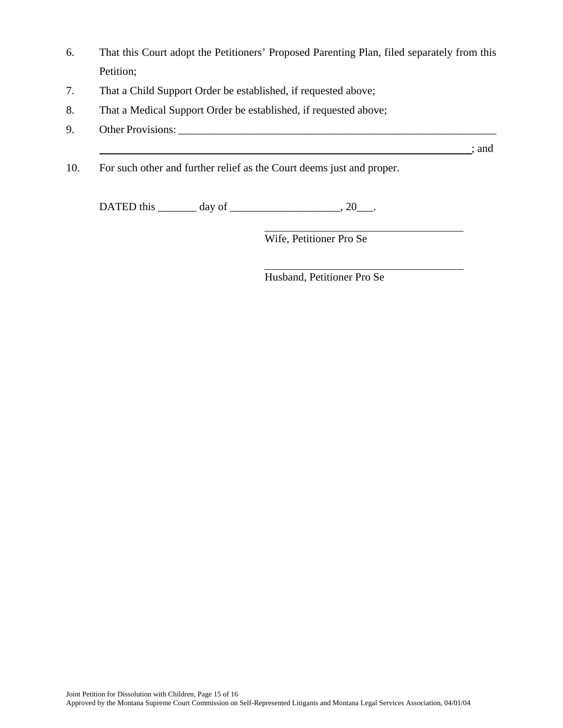6. That this Court adopt the Petitioners' Proposed Parenting Plan, filed separately from this Petition;

7. That a Child Support Order be established, if requested above;

8. That a Medical Support Order be established, if requested above;

9. Other Provisions: ____________________________________________________________
   ____________________________________________________________________; and

10. For such other and further relief as the Court deems just and proper.

DATED this _______ day of ___________________, 20___.

_______________________________________
Wife, Petitioner Pro Se

_______________________________________
Husband, Petitioner Pro Se

Joint Petition for Dissolution with Children, Page 15 of 16
Approved by the Montana Supreme Court Commission on Self-Represented Litigants and Montana Legal Services Association, 04/01/04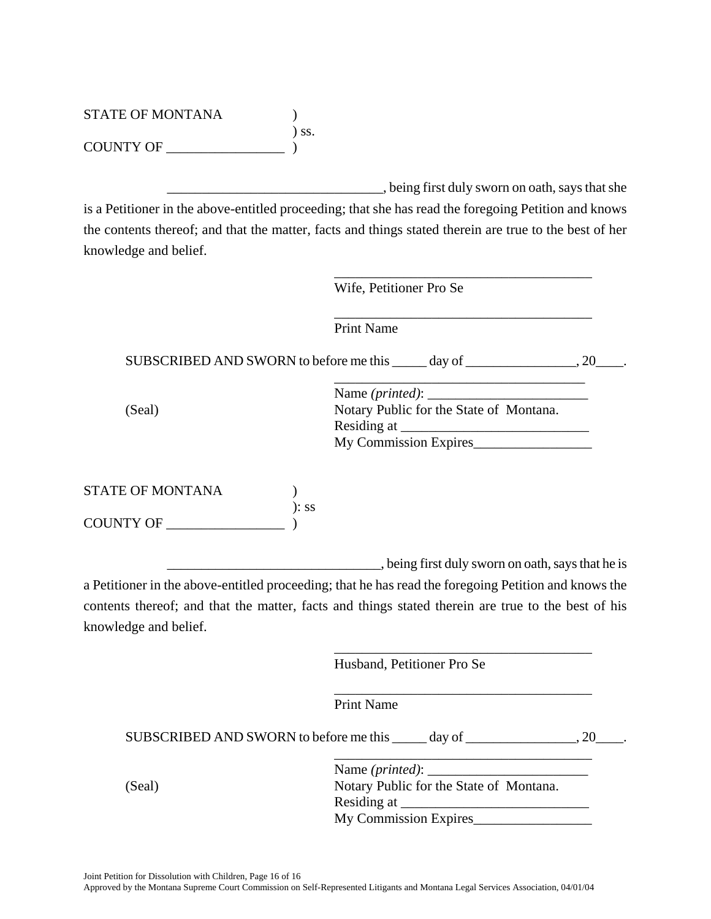STATE OF MONTANA )
) ss.
COUNTY OF _________________ )

_______________________________, being first duly sworn on oath, says that she is a Petitioner in the above-entitled proceeding; that she has read the foregoing Petition and knows the contents thereof; and that the matter, facts and things stated therein are true to the best of her knowledge and belief.

_____________________________________
Wife, Petitioner Pro Se

_____________________________________
Print Name

SUBSCRIBED AND SWORN to before me this _____ day of ________________, 20____.

_____________________________________
Name *(printed)*: _______________________
(Seal) Notary Public for the State of Montana.
Residing at ___________________________
My Commission Expires_________________

STATE OF MONTANA )
): ss
COUNTY OF _________________ )

_______________________________, being first duly sworn on oath, says that he is a Petitioner in the above-entitled proceeding; that he has read the foregoing Petition and knows the contents thereof; and that the matter, facts and things stated therein are true to the best of his knowledge and belief.

_____________________________________
Husband, Petitioner Pro Se

_____________________________________
Print Name

SUBSCRIBED AND SWORN to before me this _____ day of ________________, 20____.

_____________________________________
Name *(printed)*: _______________________
(Seal) Notary Public for the State of Montana.
Residing at ___________________________
My Commission Expires_________________

Approved by the Montana Supreme Court Commission on Self-Represented Litigants and Montana Legal Services Association, 04/01/04